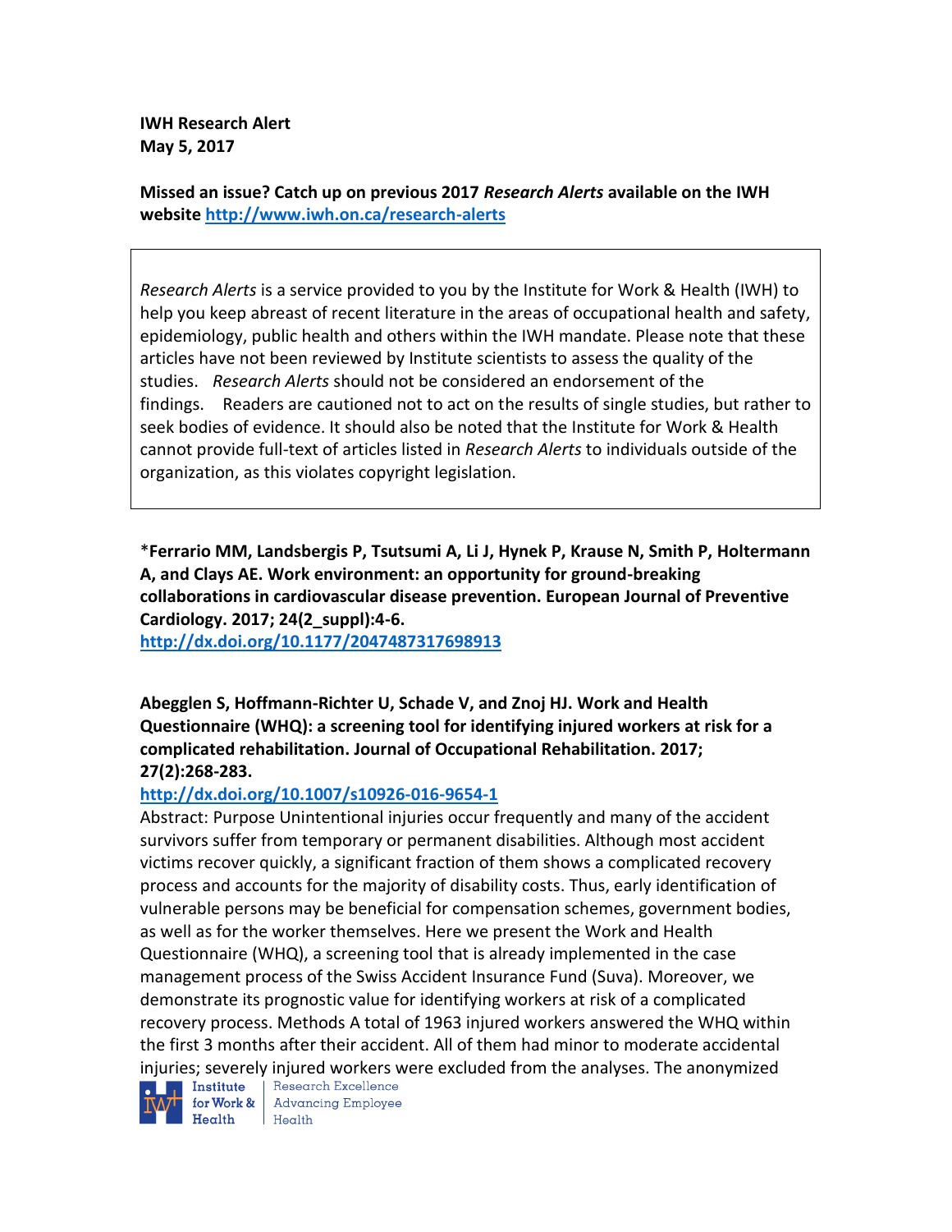**IWH Research Alert**
**May 5, 2017**

**Missed an issue? Catch up on previous 2017 *Research Alerts* available on the IWH website http://www.iwh.on.ca/research-alerts**

*Research Alerts* is a service provided to you by the Institute for Work & Health (IWH) to help you keep abreast of recent literature in the areas of occupational health and safety, epidemiology, public health and others within the IWH mandate. Please note that these articles have not been reviewed by Institute scientists to assess the quality of the studies. *Research Alerts* should not be considered an endorsement of the findings. Readers are cautioned not to act on the results of single studies, but rather to seek bodies of evidence. It should also be noted that the Institute for Work & Health cannot provide full-text of articles listed in *Research Alerts* to individuals outside of the organization, as this violates copyright legislation.

*__Ferrario MM, Landsbergis P, Tsutsumi A, Li J, Hynek P, Krause N, Smith P, Holtermann A, and Clays AE. Work environment: an opportunity for ground-breaking collaborations in cardiovascular disease prevention. European Journal of Preventive Cardiology. 2017; 24(2_suppl):4-6.__**
http://dx.doi.org/10.1177/2047487317698913

**Abegglen S, Hoffmann-Richter U, Schade V, and Znoj HJ. Work and Health Questionnaire (WHQ): a screening tool for identifying injured workers at risk for a complicated rehabilitation. Journal of Occupational Rehabilitation. 2017; 27(2):268-283.**
http://dx.doi.org/10.1007/s10926-016-9654-1
Abstract: Purpose Unintentional injuries occur frequently and many of the accident survivors suffer from temporary or permanent disabilities. Although most accident victims recover quickly, a significant fraction of them shows a complicated recovery process and accounts for the majority of disability costs. Thus, early identification of vulnerable persons may be beneficial for compensation schemes, government bodies, as well as for the worker themselves. Here we present the Work and Health Questionnaire (WHQ), a screening tool that is already implemented in the case management process of the Swiss Accident Insurance Fund (Suva). Moreover, we demonstrate its prognostic value for identifying workers at risk of a complicated recovery process. Methods A total of 1963 injured workers answered the WHQ within the first 3 months after their accident. All of them had minor to moderate accidental injuries; severely injured workers were excluded from the analyses. The anonymized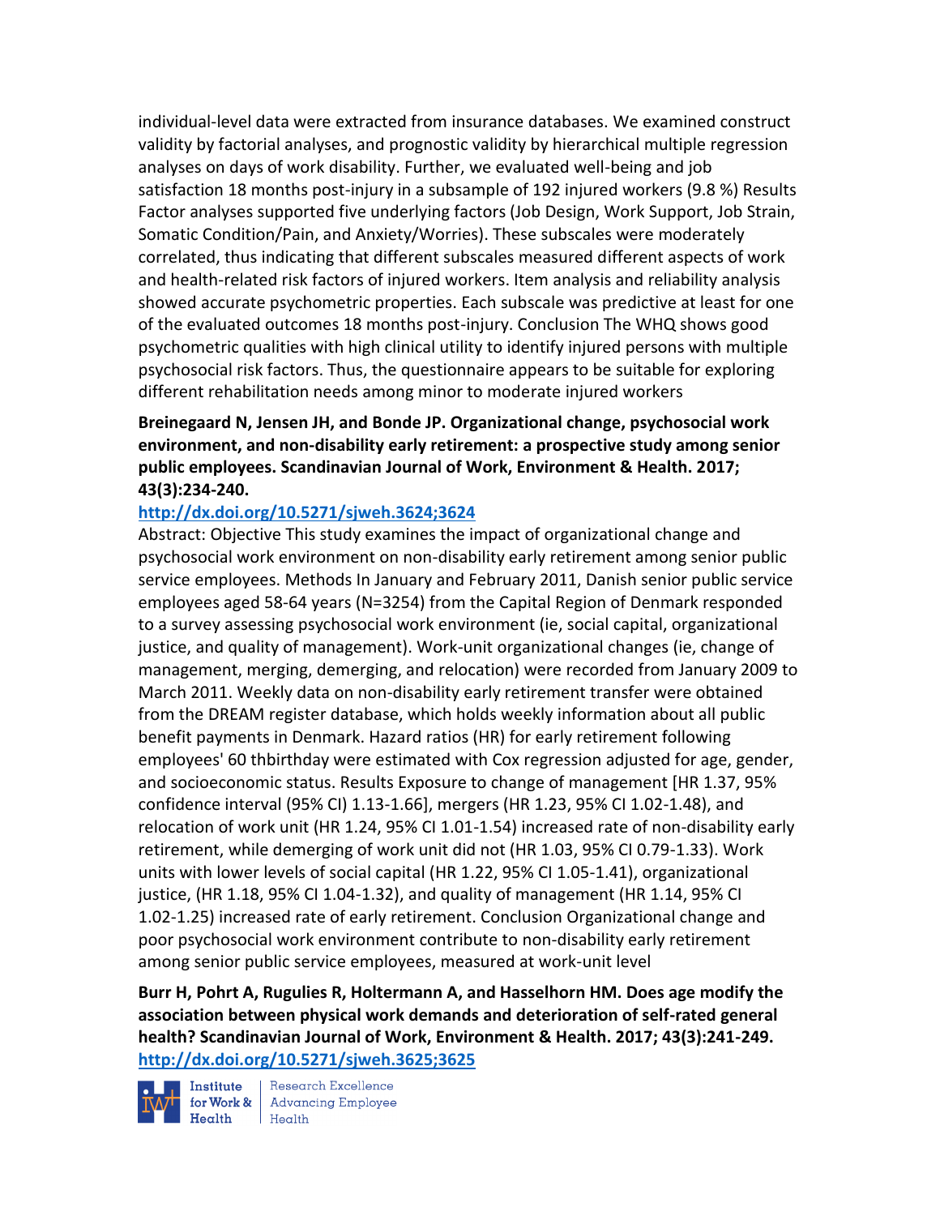individual-level data were extracted from insurance databases. We examined construct validity by factorial analyses, and prognostic validity by hierarchical multiple regression analyses on days of work disability. Further, we evaluated well-being and job satisfaction 18 months post-injury in a subsample of 192 injured workers (9.8 %) Results Factor analyses supported five underlying factors (Job Design, Work Support, Job Strain, Somatic Condition/Pain, and Anxiety/Worries). These subscales were moderately correlated, thus indicating that different subscales measured different aspects of work and health-related risk factors of injured workers. Item analysis and reliability analysis showed accurate psychometric properties. Each subscale was predictive at least for one of the evaluated outcomes 18 months post-injury. Conclusion The WHQ shows good psychometric qualities with high clinical utility to identify injured persons with multiple psychosocial risk factors. Thus, the questionnaire appears to be suitable for exploring different rehabilitation needs among minor to moderate injured workers

**Breinegaard N, Jensen JH, and Bonde JP. Organizational change, psychosocial work environment, and non-disability early retirement: a prospective study among senior public employees. Scandinavian Journal of Work, Environment & Health. 2017; 43(3):234-240.**

**http://dx.doi.org/10.5271/sjweh.3624;3624**

Abstract: Objective This study examines the impact of organizational change and psychosocial work environment on non-disability early retirement among senior public service employees. Methods In January and February 2011, Danish senior public service employees aged 58-64 years (N=3254) from the Capital Region of Denmark responded to a survey assessing psychosocial work environment (ie, social capital, organizational justice, and quality of management). Work-unit organizational changes (ie, change of management, merging, demerging, and relocation) were recorded from January 2009 to March 2011. Weekly data on non-disability early retirement transfer were obtained from the DREAM register database, which holds weekly information about all public benefit payments in Denmark. Hazard ratios (HR) for early retirement following employees' 60 thbirthday were estimated with Cox regression adjusted for age, gender, and socioeconomic status. Results Exposure to change of management [HR 1.37, 95% confidence interval (95% CI) 1.13-1.66], mergers (HR 1.23, 95% CI 1.02-1.48), and relocation of work unit (HR 1.24, 95% CI 1.01-1.54) increased rate of non-disability early retirement, while demerging of work unit did not (HR 1.03, 95% CI 0.79-1.33). Work units with lower levels of social capital (HR 1.22, 95% CI 1.05-1.41), organizational justice, (HR 1.18, 95% CI 1.04-1.32), and quality of management (HR 1.14, 95% CI 1.02-1.25) increased rate of early retirement. Conclusion Organizational change and poor psychosocial work environment contribute to non-disability early retirement among senior public service employees, measured at work-unit level

**Burr H, Pohrt A, Rugulies R, Holtermann A, and Hasselhorn HM. Does age modify the association between physical work demands and deterioration of self-rated general health? Scandinavian Journal of Work, Environment & Health. 2017; 43(3):241-249.**

**http://dx.doi.org/10.5271/sjweh.3625;3625**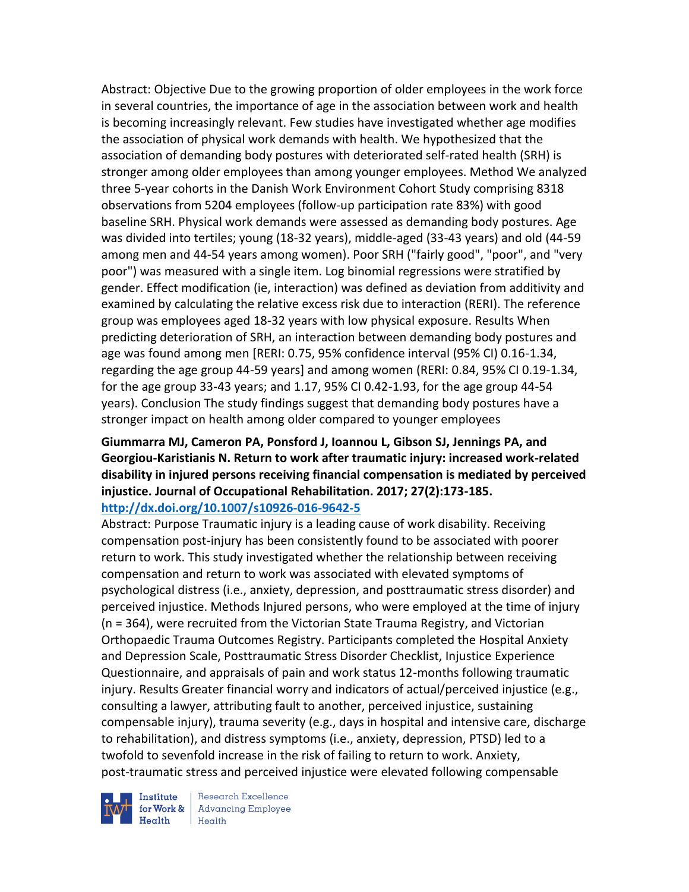Abstract: Objective Due to the growing proportion of older employees in the work force in several countries, the importance of age in the association between work and health is becoming increasingly relevant. Few studies have investigated whether age modifies the association of physical work demands with health. We hypothesized that the association of demanding body postures with deteriorated self-rated health (SRH) is stronger among older employees than among younger employees. Method We analyzed three 5-year cohorts in the Danish Work Environment Cohort Study comprising 8318 observations from 5204 employees (follow-up participation rate 83%) with good baseline SRH. Physical work demands were assessed as demanding body postures. Age was divided into tertiles; young (18-32 years), middle-aged (33-43 years) and old (44-59 among men and 44-54 years among women). Poor SRH ("fairly good", "poor", and "very poor") was measured with a single item. Log binomial regressions were stratified by gender. Effect modification (ie, interaction) was defined as deviation from additivity and examined by calculating the relative excess risk due to interaction (RERI). The reference group was employees aged 18-32 years with low physical exposure. Results When predicting deterioration of SRH, an interaction between demanding body postures and age was found among men [RERI: 0.75, 95% confidence interval (95% CI) 0.16-1.34, regarding the age group 44-59 years] and among women (RERI: 0.84, 95% CI 0.19-1.34, for the age group 33-43 years; and 1.17, 95% CI 0.42-1.93, for the age group 44-54 years). Conclusion The study findings suggest that demanding body postures have a stronger impact on health among older compared to younger employees

**Giummarra MJ, Cameron PA, Ponsford J, Ioannou L, Gibson SJ, Jennings PA, and Georgiou-Karistianis N. Return to work after traumatic injury: increased work-related disability in injured persons receiving financial compensation is mediated by perceived injustice. Journal of Occupational Rehabilitation. 2017; 27(2):173-185.**
**http://dx.doi.org/10.1007/s10926-016-9642-5**

Abstract: Purpose Traumatic injury is a leading cause of work disability. Receiving compensation post-injury has been consistently found to be associated with poorer return to work. This study investigated whether the relationship between receiving compensation and return to work was associated with elevated symptoms of psychological distress (i.e., anxiety, depression, and posttraumatic stress disorder) and perceived injustice. Methods Injured persons, who were employed at the time of injury (n = 364), were recruited from the Victorian State Trauma Registry, and Victorian Orthopaedic Trauma Outcomes Registry. Participants completed the Hospital Anxiety and Depression Scale, Posttraumatic Stress Disorder Checklist, Injustice Experience Questionnaire, and appraisals of pain and work status 12-months following traumatic injury. Results Greater financial worry and indicators of actual/perceived injustice (e.g., consulting a lawyer, attributing fault to another, perceived injustice, sustaining compensable injury), trauma severity (e.g., days in hospital and intensive care, discharge to rehabilitation), and distress symptoms (i.e., anxiety, depression, PTSD) led to a twofold to sevenfold increase in the risk of failing to return to work. Anxiety, post-traumatic stress and perceived injustice were elevated following compensable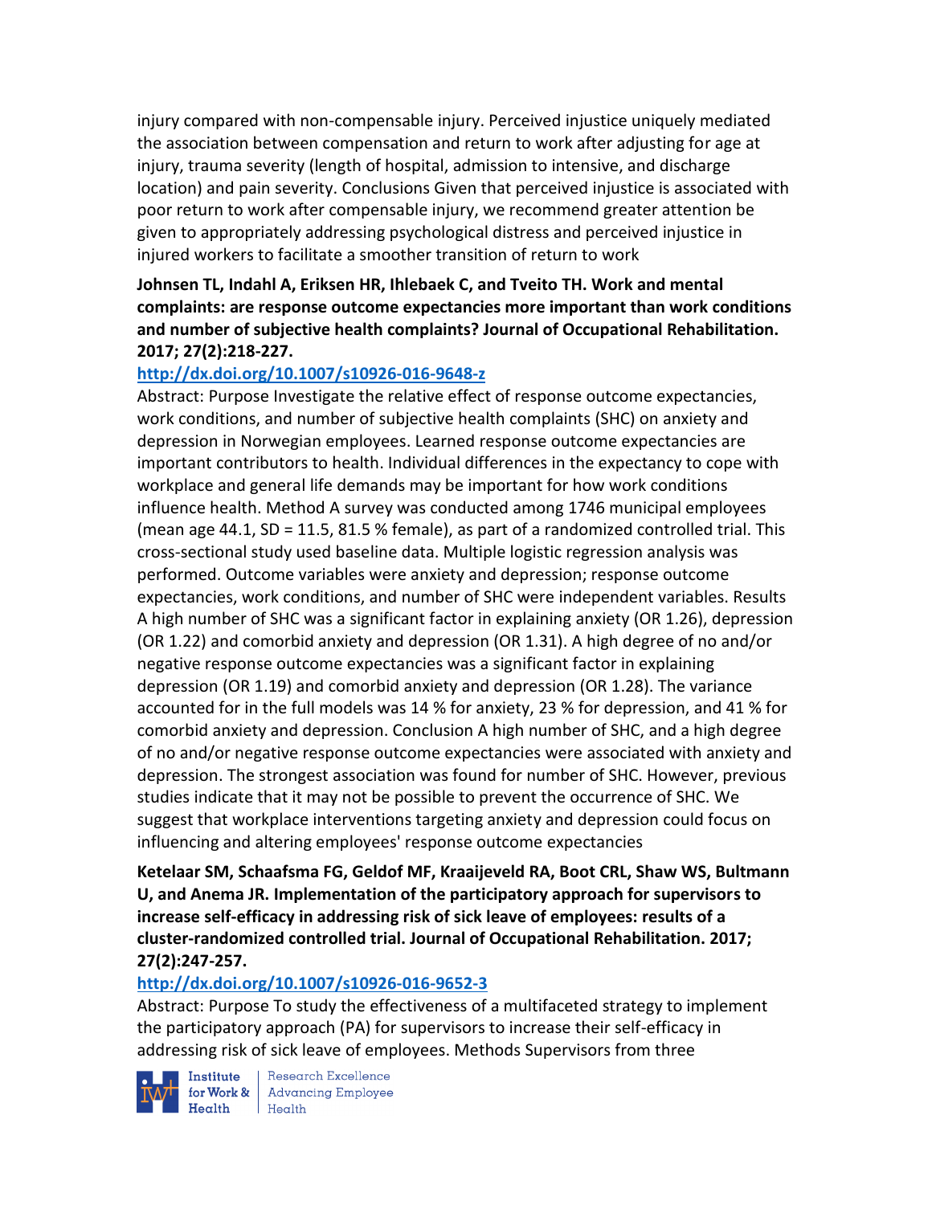injury compared with non-compensable injury. Perceived injustice uniquely mediated the association between compensation and return to work after adjusting for age at injury, trauma severity (length of hospital, admission to intensive, and discharge location) and pain severity. Conclusions Given that perceived injustice is associated with poor return to work after compensable injury, we recommend greater attention be given to appropriately addressing psychological distress and perceived injustice in injured workers to facilitate a smoother transition of return to work

**Johnsen TL, Indahl A, Eriksen HR, Ihlebaek C, and Tveito TH. Work and mental complaints: are response outcome expectancies more important than work conditions and number of subjective health complaints? Journal of Occupational Rehabilitation. 2017; 27(2):218-227.**

http://dx.doi.org/10.1007/s10926-016-9648-z

Abstract: Purpose Investigate the relative effect of response outcome expectancies, work conditions, and number of subjective health complaints (SHC) on anxiety and depression in Norwegian employees. Learned response outcome expectancies are important contributors to health. Individual differences in the expectancy to cope with workplace and general life demands may be important for how work conditions influence health. Method A survey was conducted among 1746 municipal employees (mean age 44.1, SD = 11.5, 81.5 % female), as part of a randomized controlled trial. This cross-sectional study used baseline data. Multiple logistic regression analysis was performed. Outcome variables were anxiety and depression; response outcome expectancies, work conditions, and number of SHC were independent variables. Results A high number of SHC was a significant factor in explaining anxiety (OR 1.26), depression (OR 1.22) and comorbid anxiety and depression (OR 1.31). A high degree of no and/or negative response outcome expectancies was a significant factor in explaining depression (OR 1.19) and comorbid anxiety and depression (OR 1.28). The variance accounted for in the full models was 14 % for anxiety, 23 % for depression, and 41 % for comorbid anxiety and depression. Conclusion A high number of SHC, and a high degree of no and/or negative response outcome expectancies were associated with anxiety and depression. The strongest association was found for number of SHC. However, previous studies indicate that it may not be possible to prevent the occurrence of SHC. We suggest that workplace interventions targeting anxiety and depression could focus on influencing and altering employees' response outcome expectancies

**Ketelaar SM, Schaafsma FG, Geldof MF, Kraaijeveld RA, Boot CRL, Shaw WS, Bultmann U, and Anema JR. Implementation of the participatory approach for supervisors to increase self-efficacy in addressing risk of sick leave of employees: results of a cluster-randomized controlled trial. Journal of Occupational Rehabilitation. 2017; 27(2):247-257.**

http://dx.doi.org/10.1007/s10926-016-9652-3

Abstract: Purpose To study the effectiveness of a multifaceted strategy to implement the participatory approach (PA) for supervisors to increase their self-efficacy in addressing risk of sick leave of employees. Methods Supervisors from three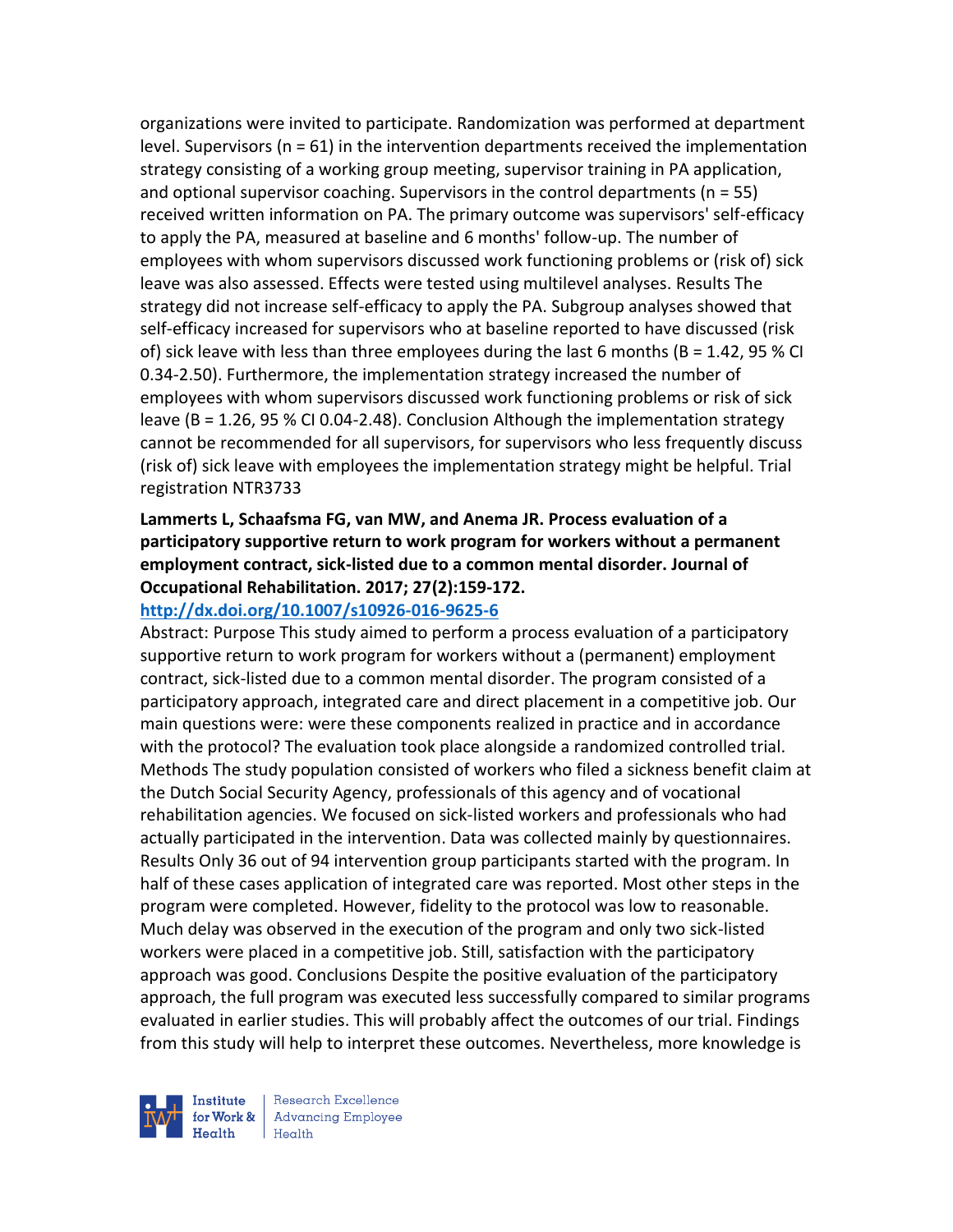organizations were invited to participate. Randomization was performed at department level. Supervisors (n = 61) in the intervention departments received the implementation strategy consisting of a working group meeting, supervisor training in PA application, and optional supervisor coaching. Supervisors in the control departments (n = 55) received written information on PA. The primary outcome was supervisors' self-efficacy to apply the PA, measured at baseline and 6 months' follow-up. The number of employees with whom supervisors discussed work functioning problems or (risk of) sick leave was also assessed. Effects were tested using multilevel analyses. Results The strategy did not increase self-efficacy to apply the PA. Subgroup analyses showed that self-efficacy increased for supervisors who at baseline reported to have discussed (risk of) sick leave with less than three employees during the last 6 months (B = 1.42, 95 % CI 0.34-2.50). Furthermore, the implementation strategy increased the number of employees with whom supervisors discussed work functioning problems or risk of sick leave (B = 1.26, 95 % CI 0.04-2.48). Conclusion Although the implementation strategy cannot be recommended for all supervisors, for supervisors who less frequently discuss (risk of) sick leave with employees the implementation strategy might be helpful. Trial registration NTR3733

**Lammerts L, Schaafsma FG, van MW, and Anema JR. Process evaluation of a participatory supportive return to work program for workers without a permanent employment contract, sick-listed due to a common mental disorder. Journal of Occupational Rehabilitation. 2017; 27(2):159-172.**

**http://dx.doi.org/10.1007/s10926-016-9625-6**

Abstract: Purpose This study aimed to perform a process evaluation of a participatory supportive return to work program for workers without a (permanent) employment contract, sick-listed due to a common mental disorder. The program consisted of a participatory approach, integrated care and direct placement in a competitive job. Our main questions were: were these components realized in practice and in accordance with the protocol? The evaluation took place alongside a randomized controlled trial. Methods The study population consisted of workers who filed a sickness benefit claim at the Dutch Social Security Agency, professionals of this agency and of vocational rehabilitation agencies. We focused on sick-listed workers and professionals who had actually participated in the intervention. Data was collected mainly by questionnaires. Results Only 36 out of 94 intervention group participants started with the program. In half of these cases application of integrated care was reported. Most other steps in the program were completed. However, fidelity to the protocol was low to reasonable. Much delay was observed in the execution of the program and only two sick-listed workers were placed in a competitive job. Still, satisfaction with the participatory approach was good. Conclusions Despite the positive evaluation of the participatory approach, the full program was executed less successfully compared to similar programs evaluated in earlier studies. This will probably affect the outcomes of our trial. Findings from this study will help to interpret these outcomes. Nevertheless, more knowledge is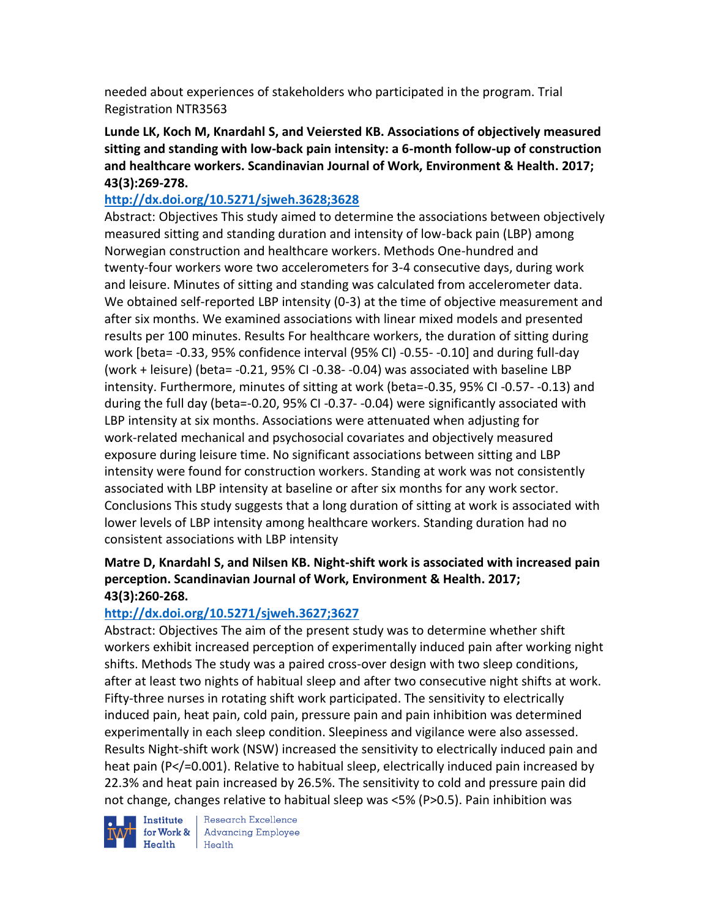needed about experiences of stakeholders who participated in the program. Trial Registration NTR3563

**Lunde LK, Koch M, Knardahl S, and Veiersted KB. Associations of objectively measured sitting and standing with low-back pain intensity: a 6-month follow-up of construction and healthcare workers. Scandinavian Journal of Work, Environment & Health. 2017; 43(3):269-278.**

**http://dx.doi.org/10.5271/sjweh.3628;3628**

Abstract: Objectives This study aimed to determine the associations between objectively measured sitting and standing duration and intensity of low-back pain (LBP) among Norwegian construction and healthcare workers. Methods One-hundred and twenty-four workers wore two accelerometers for 3-4 consecutive days, during work and leisure. Minutes of sitting and standing was calculated from accelerometer data. We obtained self-reported LBP intensity (0-3) at the time of objective measurement and after six months. We examined associations with linear mixed models and presented results per 100 minutes. Results For healthcare workers, the duration of sitting during work [beta= -0.33, 95% confidence interval (95% CI) -0.55- -0.10] and during full-day (work + leisure) (beta= -0.21, 95% CI -0.38- -0.04) was associated with baseline LBP intensity. Furthermore, minutes of sitting at work (beta=-0.35, 95% CI -0.57- -0.13) and during the full day (beta=-0.20, 95% CI -0.37- -0.04) were significantly associated with LBP intensity at six months. Associations were attenuated when adjusting for work-related mechanical and psychosocial covariates and objectively measured exposure during leisure time. No significant associations between sitting and LBP intensity were found for construction workers. Standing at work was not consistently associated with LBP intensity at baseline or after six months for any work sector. Conclusions This study suggests that a long duration of sitting at work is associated with lower levels of LBP intensity among healthcare workers. Standing duration had no consistent associations with LBP intensity

**Matre D, Knardahl S, and Nilsen KB. Night-shift work is associated with increased pain perception. Scandinavian Journal of Work, Environment & Health. 2017; 43(3):260-268.**

**http://dx.doi.org/10.5271/sjweh.3627;3627**

Abstract: Objectives The aim of the present study was to determine whether shift workers exhibit increased perception of experimentally induced pain after working night shifts. Methods The study was a paired cross-over design with two sleep conditions, after at least two nights of habitual sleep and after two consecutive night shifts at work. Fifty-three nurses in rotating shift work participated. The sensitivity to electrically induced pain, heat pain, cold pain, pressure pain and pain inhibition was determined experimentally in each sleep condition. Sleepiness and vigilance were also assessed. Results Night-shift work (NSW) increased the sensitivity to electrically induced pain and heat pain (P</=0.001). Relative to habitual sleep, electrically induced pain increased by 22.3% and heat pain increased by 26.5%. The sensitivity to cold and pressure pain did not change, changes relative to habitual sleep was <5% (P>0.5). Pain inhibition was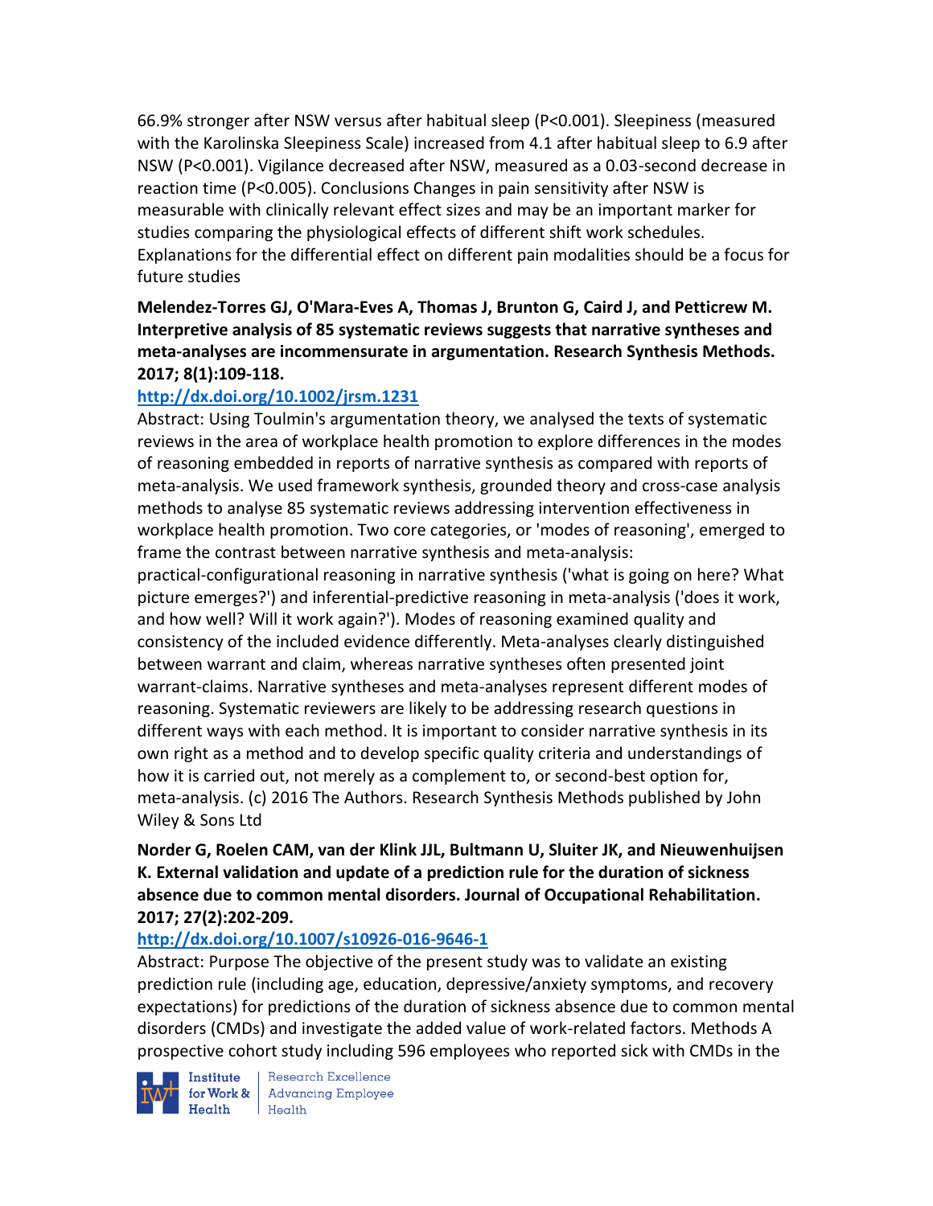66.9% stronger after NSW versus after habitual sleep (P<0.001). Sleepiness (measured with the Karolinska Sleepiness Scale) increased from 4.1 after habitual sleep to 6.9 after NSW (P<0.001). Vigilance decreased after NSW, measured as a 0.03-second decrease in reaction time (P<0.005). Conclusions Changes in pain sensitivity after NSW is measurable with clinically relevant effect sizes and may be an important marker for studies comparing the physiological effects of different shift work schedules. Explanations for the differential effect on different pain modalities should be a focus for future studies

**Melendez-Torres GJ, O'Mara-Eves A, Thomas J, Brunton G, Caird J, and Petticrew M. Interpretive analysis of 85 systematic reviews suggests that narrative syntheses and meta-analyses are incommensurate in argumentation. Research Synthesis Methods. 2017; 8(1):109-118.**

**http://dx.doi.org/10.1002/jrsm.1231**

Abstract: Using Toulmin's argumentation theory, we analysed the texts of systematic reviews in the area of workplace health promotion to explore differences in the modes of reasoning embedded in reports of narrative synthesis as compared with reports of meta-analysis. We used framework synthesis, grounded theory and cross-case analysis methods to analyse 85 systematic reviews addressing intervention effectiveness in workplace health promotion. Two core categories, or 'modes of reasoning', emerged to frame the contrast between narrative synthesis and meta-analysis: practical-configurational reasoning in narrative synthesis ('what is going on here? What picture emerges?') and inferential-predictive reasoning in meta-analysis ('does it work, and how well? Will it work again?'). Modes of reasoning examined quality and consistency of the included evidence differently. Meta-analyses clearly distinguished between warrant and claim, whereas narrative syntheses often presented joint warrant-claims. Narrative syntheses and meta-analyses represent different modes of reasoning. Systematic reviewers are likely to be addressing research questions in different ways with each method. It is important to consider narrative synthesis in its own right as a method and to develop specific quality criteria and understandings of how it is carried out, not merely as a complement to, or second-best option for, meta-analysis. (c) 2016 The Authors. Research Synthesis Methods published by John Wiley & Sons Ltd

**Norder G, Roelen CAM, van der Klink JJL, Bultmann U, Sluiter JK, and Nieuwenhuijsen K. External validation and update of a prediction rule for the duration of sickness absence due to common mental disorders. Journal of Occupational Rehabilitation. 2017; 27(2):202-209.**

**http://dx.doi.org/10.1007/s10926-016-9646-1**

Abstract: Purpose The objective of the present study was to validate an existing prediction rule (including age, education, depressive/anxiety symptoms, and recovery expectations) for predictions of the duration of sickness absence due to common mental disorders (CMDs) and investigate the added value of work-related factors. Methods A prospective cohort study including 596 employees who reported sick with CMDs in the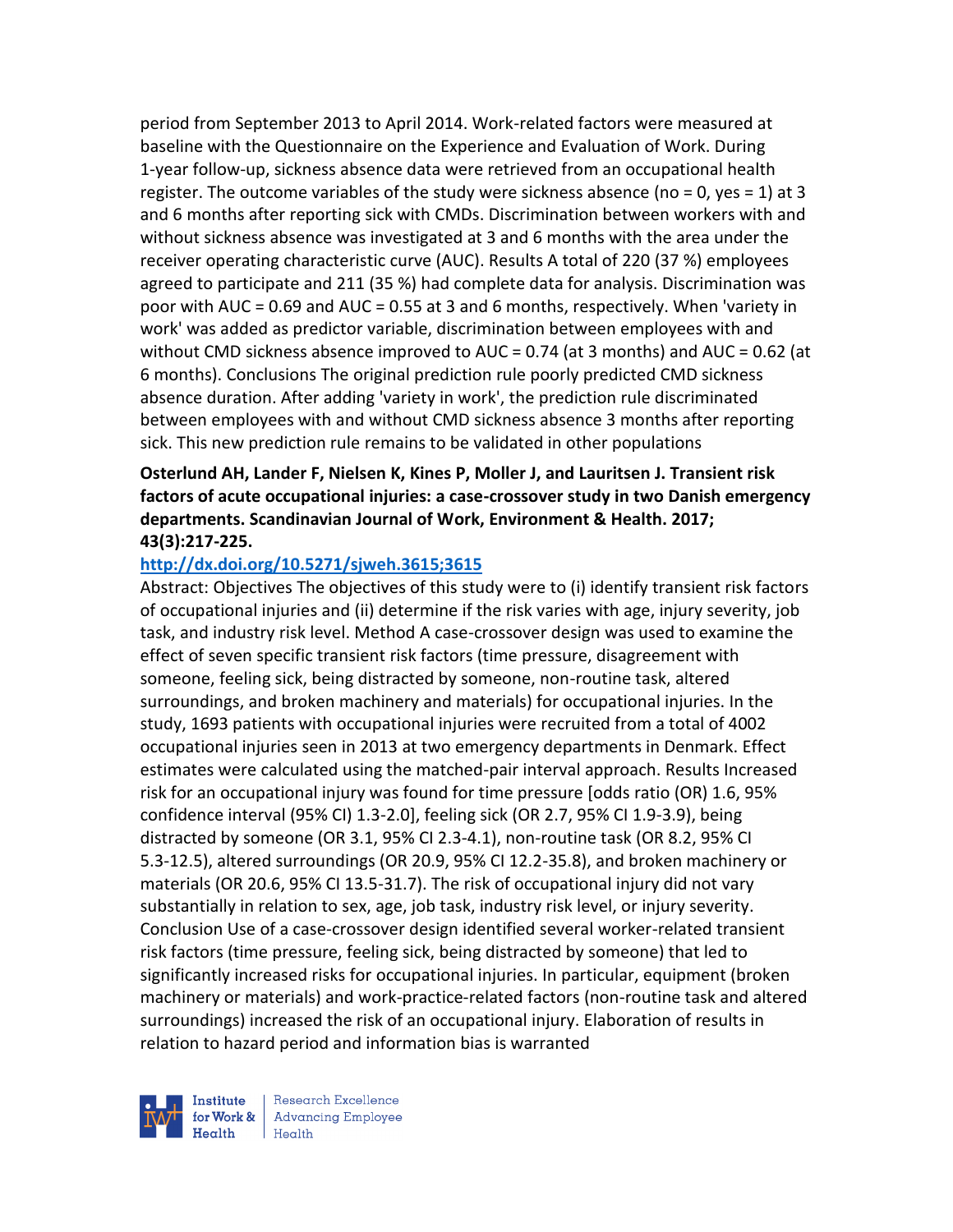period from September 2013 to April 2014. Work-related factors were measured at baseline with the Questionnaire on the Experience and Evaluation of Work. During 1-year follow-up, sickness absence data were retrieved from an occupational health register. The outcome variables of the study were sickness absence (no = 0, yes = 1) at 3 and 6 months after reporting sick with CMDs. Discrimination between workers with and without sickness absence was investigated at 3 and 6 months with the area under the receiver operating characteristic curve (AUC). Results A total of 220 (37 %) employees agreed to participate and 211 (35 %) had complete data for analysis. Discrimination was poor with AUC = 0.69 and AUC = 0.55 at 3 and 6 months, respectively. When 'variety in work' was added as predictor variable, discrimination between employees with and without CMD sickness absence improved to AUC = 0.74 (at 3 months) and AUC = 0.62 (at 6 months). Conclusions The original prediction rule poorly predicted CMD sickness absence duration. After adding 'variety in work', the prediction rule discriminated between employees with and without CMD sickness absence 3 months after reporting sick. This new prediction rule remains to be validated in other populations

**Osterlund AH, Lander F, Nielsen K, Kines P, Moller J, and Lauritsen J. Transient risk factors of acute occupational injuries: a case-crossover study in two Danish emergency departments. Scandinavian Journal of Work, Environment & Health. 2017; 43(3):217-225.**

http://dx.doi.org/10.5271/sjweh.3615;3615

Abstract: Objectives The objectives of this study were to (i) identify transient risk factors of occupational injuries and (ii) determine if the risk varies with age, injury severity, job task, and industry risk level. Method A case-crossover design was used to examine the effect of seven specific transient risk factors (time pressure, disagreement with someone, feeling sick, being distracted by someone, non-routine task, altered surroundings, and broken machinery and materials) for occupational injuries. In the study, 1693 patients with occupational injuries were recruited from a total of 4002 occupational injuries seen in 2013 at two emergency departments in Denmark. Effect estimates were calculated using the matched-pair interval approach. Results Increased risk for an occupational injury was found for time pressure [odds ratio (OR) 1.6, 95% confidence interval (95% CI) 1.3-2.0], feeling sick (OR 2.7, 95% CI 1.9-3.9), being distracted by someone (OR 3.1, 95% CI 2.3-4.1), non-routine task (OR 8.2, 95% CI 5.3-12.5), altered surroundings (OR 20.9, 95% CI 12.2-35.8), and broken machinery or materials (OR 20.6, 95% CI 13.5-31.7). The risk of occupational injury did not vary substantially in relation to sex, age, job task, industry risk level, or injury severity. Conclusion Use of a case-crossover design identified several worker-related transient risk factors (time pressure, feeling sick, being distracted by someone) that led to significantly increased risks for occupational injuries. In particular, equipment (broken machinery or materials) and work-practice-related factors (non-routine task and altered surroundings) increased the risk of an occupational injury. Elaboration of results in relation to hazard period and information bias is warranted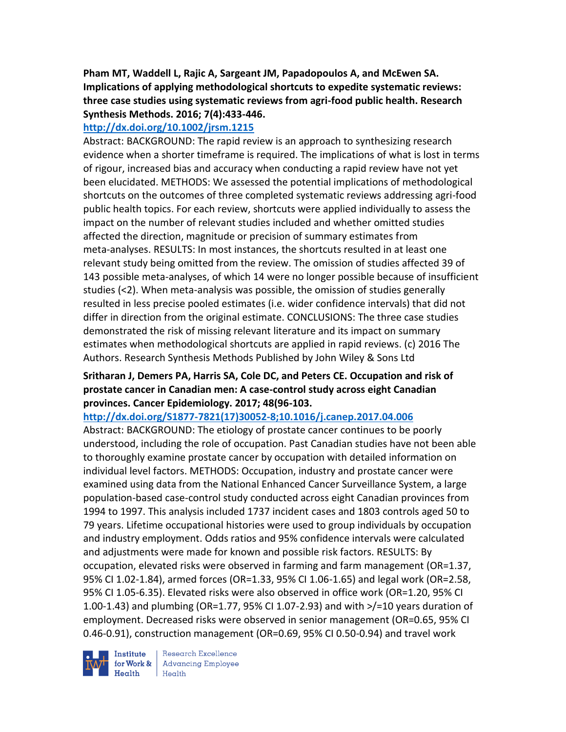**Pham MT, Waddell L, Rajic A, Sargeant JM, Papadopoulos A, and McEwen SA. Implications of applying methodological shortcuts to expedite systematic reviews: three case studies using systematic reviews from agri-food public health. Research Synthesis Methods. 2016; 7(4):433-446.**

http://dx.doi.org/10.1002/jrsm.1215

Abstract: BACKGROUND: The rapid review is an approach to synthesizing research evidence when a shorter timeframe is required. The implications of what is lost in terms of rigour, increased bias and accuracy when conducting a rapid review have not yet been elucidated. METHODS: We assessed the potential implications of methodological shortcuts on the outcomes of three completed systematic reviews addressing agri-food public health topics. For each review, shortcuts were applied individually to assess the impact on the number of relevant studies included and whether omitted studies affected the direction, magnitude or precision of summary estimates from meta-analyses. RESULTS: In most instances, the shortcuts resulted in at least one relevant study being omitted from the review. The omission of studies affected 39 of 143 possible meta-analyses, of which 14 were no longer possible because of insufficient studies (<2). When meta-analysis was possible, the omission of studies generally resulted in less precise pooled estimates (i.e. wider confidence intervals) that did not differ in direction from the original estimate. CONCLUSIONS: The three case studies demonstrated the risk of missing relevant literature and its impact on summary estimates when methodological shortcuts are applied in rapid reviews. (c) 2016 The Authors. Research Synthesis Methods Published by John Wiley & Sons Ltd

**Sritharan J, Demers PA, Harris SA, Cole DC, and Peters CE. Occupation and risk of prostate cancer in Canadian men: A case-control study across eight Canadian provinces. Cancer Epidemiology. 2017; 48(96-103.**

http://dx.doi.org/S1877-7821(17)30052-8;10.1016/j.canep.2017.04.006

Abstract: BACKGROUND: The etiology of prostate cancer continues to be poorly understood, including the role of occupation. Past Canadian studies have not been able to thoroughly examine prostate cancer by occupation with detailed information on individual level factors. METHODS: Occupation, industry and prostate cancer were examined using data from the National Enhanced Cancer Surveillance System, a large population-based case-control study conducted across eight Canadian provinces from 1994 to 1997. This analysis included 1737 incident cases and 1803 controls aged 50 to 79 years. Lifetime occupational histories were used to group individuals by occupation and industry employment. Odds ratios and 95% confidence intervals were calculated and adjustments were made for known and possible risk factors. RESULTS: By occupation, elevated risks were observed in farming and farm management (OR=1.37, 95% CI 1.02-1.84), armed forces (OR=1.33, 95% CI 1.06-1.65) and legal work (OR=2.58, 95% CI 1.05-6.35). Elevated risks were also observed in office work (OR=1.20, 95% CI 1.00-1.43) and plumbing (OR=1.77, 95% CI 1.07-2.93) and with >/=10 years duration of employment. Decreased risks were observed in senior management (OR=0.65, 95% CI 0.46-0.91), construction management (OR=0.69, 95% CI 0.50-0.94) and travel work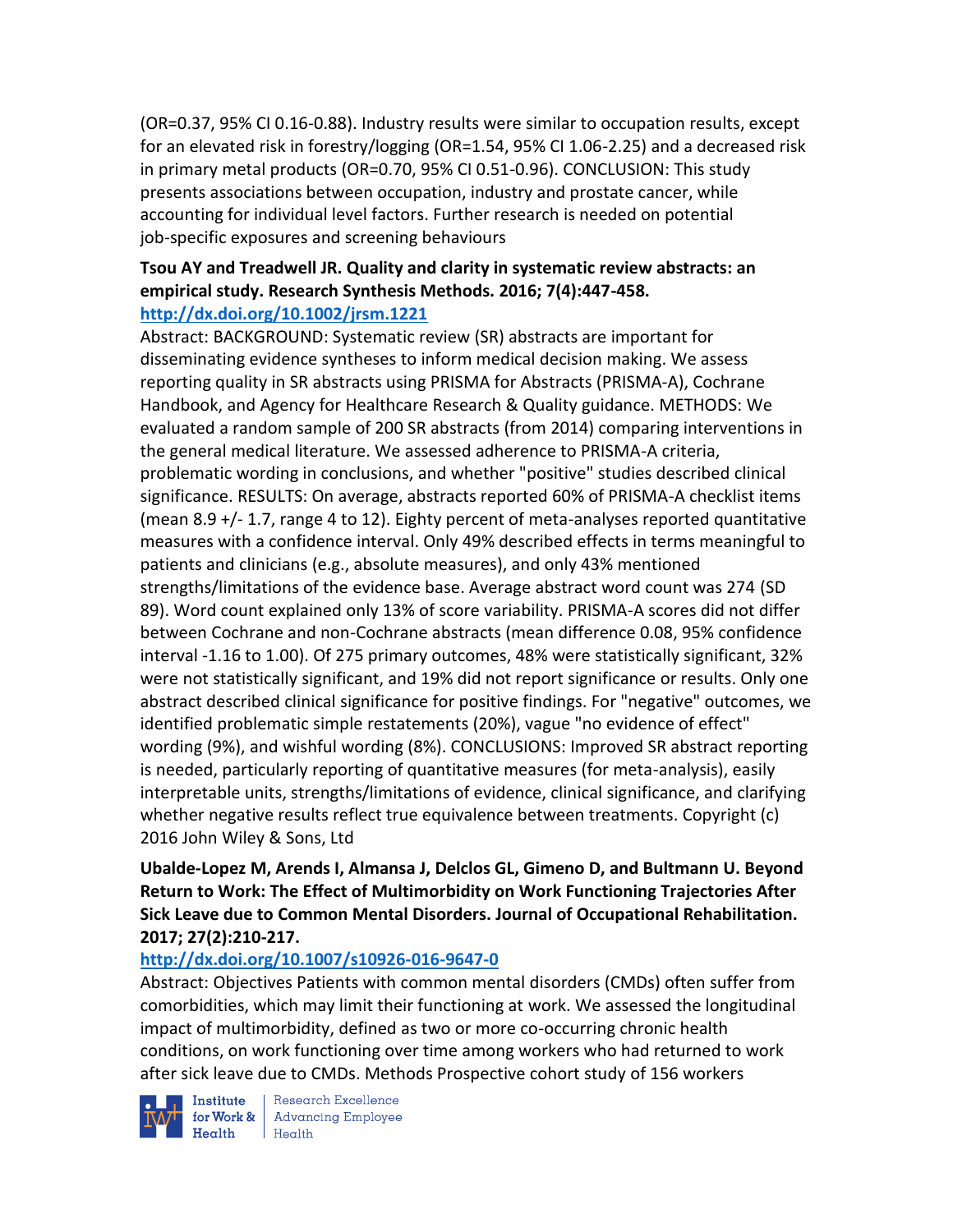(OR=0.37, 95% CI 0.16-0.88). Industry results were similar to occupation results, except for an elevated risk in forestry/logging (OR=1.54, 95% CI 1.06-2.25) and a decreased risk in primary metal products (OR=0.70, 95% CI 0.51-0.96). CONCLUSION: This study presents associations between occupation, industry and prostate cancer, while accounting for individual level factors. Further research is needed on potential job-specific exposures and screening behaviours

**Tsou AY and Treadwell JR. Quality and clarity in systematic review abstracts: an empirical study. Research Synthesis Methods. 2016; 7(4):447-458.**
**http://dx.doi.org/10.1002/jrsm.1221**

Abstract: BACKGROUND: Systematic review (SR) abstracts are important for disseminating evidence syntheses to inform medical decision making. We assess reporting quality in SR abstracts using PRISMA for Abstracts (PRISMA-A), Cochrane Handbook, and Agency for Healthcare Research & Quality guidance. METHODS: We evaluated a random sample of 200 SR abstracts (from 2014) comparing interventions in the general medical literature. We assessed adherence to PRISMA-A criteria, problematic wording in conclusions, and whether "positive" studies described clinical significance. RESULTS: On average, abstracts reported 60% of PRISMA-A checklist items (mean 8.9 +/- 1.7, range 4 to 12). Eighty percent of meta-analyses reported quantitative measures with a confidence interval. Only 49% described effects in terms meaningful to patients and clinicians (e.g., absolute measures), and only 43% mentioned strengths/limitations of the evidence base. Average abstract word count was 274 (SD 89). Word count explained only 13% of score variability. PRISMA-A scores did not differ between Cochrane and non-Cochrane abstracts (mean difference 0.08, 95% confidence interval -1.16 to 1.00). Of 275 primary outcomes, 48% were statistically significant, 32% were not statistically significant, and 19% did not report significance or results. Only one abstract described clinical significance for positive findings. For "negative" outcomes, we identified problematic simple restatements (20%), vague "no evidence of effect" wording (9%), and wishful wording (8%). CONCLUSIONS: Improved SR abstract reporting is needed, particularly reporting of quantitative measures (for meta-analysis), easily interpretable units, strengths/limitations of evidence, clinical significance, and clarifying whether negative results reflect true equivalence between treatments. Copyright (c) 2016 John Wiley & Sons, Ltd

**Ubalde-Lopez M, Arends I, Almansa J, Delclos GL, Gimeno D, and Bultmann U. Beyond Return to Work: The Effect of Multimorbidity on Work Functioning Trajectories After Sick Leave due to Common Mental Disorders. Journal of Occupational Rehabilitation. 2017; 27(2):210-217.**
**http://dx.doi.org/10.1007/s10926-016-9647-0**

Abstract: Objectives Patients with common mental disorders (CMDs) often suffer from comorbidities, which may limit their functioning at work. We assessed the longitudinal impact of multimorbidity, defined as two or more co-occurring chronic health conditions, on work functioning over time among workers who had returned to work after sick leave due to CMDs. Methods Prospective cohort study of 156 workers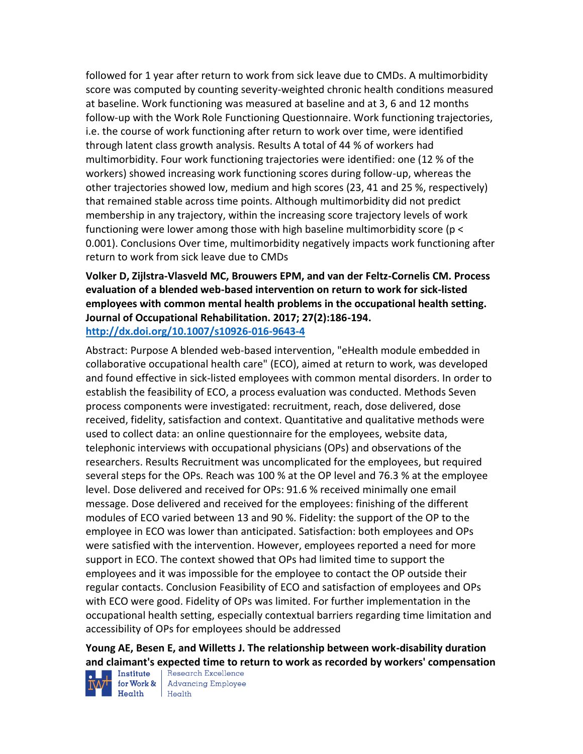followed for 1 year after return to work from sick leave due to CMDs. A multimorbidity score was computed by counting severity-weighted chronic health conditions measured at baseline. Work functioning was measured at baseline and at 3, 6 and 12 months follow-up with the Work Role Functioning Questionnaire. Work functioning trajectories, i.e. the course of work functioning after return to work over time, were identified through latent class growth analysis. Results A total of 44 % of workers had multimorbidity. Four work functioning trajectories were identified: one (12 % of the workers) showed increasing work functioning scores during follow-up, whereas the other trajectories showed low, medium and high scores (23, 41 and 25 %, respectively) that remained stable across time points. Although multimorbidity did not predict membership in any trajectory, within the increasing score trajectory levels of work functioning were lower among those with high baseline multimorbidity score ($p < 0.001$). Conclusions Over time, multimorbidity negatively impacts work functioning after return to work from sick leave due to CMDs

**Volker D, Zijlstra-Vlasveld MC, Brouwers EPM, and van der Feltz-Cornelis CM. Process evaluation of a blended web-based intervention on return to work for sick-listed employees with common mental health problems in the occupational health setting. Journal of Occupational Rehabilitation. 2017; 27(2):186-194.**
**http://dx.doi.org/10.1007/s10926-016-9643-4**

Abstract: Purpose A blended web-based intervention, "eHealth module embedded in collaborative occupational health care" (ECO), aimed at return to work, was developed and found effective in sick-listed employees with common mental disorders. In order to establish the feasibility of ECO, a process evaluation was conducted. Methods Seven process components were investigated: recruitment, reach, dose delivered, dose received, fidelity, satisfaction and context. Quantitative and qualitative methods were used to collect data: an online questionnaire for the employees, website data, telephonic interviews with occupational physicians (OPs) and observations of the researchers. Results Recruitment was uncomplicated for the employees, but required several steps for the OPs. Reach was 100 % at the OP level and 76.3 % at the employee level. Dose delivered and received for OPs: 91.6 % received minimally one email message. Dose delivered and received for the employees: finishing of the different modules of ECO varied between 13 and 90 %. Fidelity: the support of the OP to the employee in ECO was lower than anticipated. Satisfaction: both employees and OPs were satisfied with the intervention. However, employees reported a need for more support in ECO. The context showed that OPs had limited time to support the employees and it was impossible for the employee to contact the OP outside their regular contacts. Conclusion Feasibility of ECO and satisfaction of employees and OPs with ECO were good. Fidelity of OPs was limited. For further implementation in the occupational health setting, especially contextual barriers regarding time limitation and accessibility of OPs for employees should be addressed

**Young AE, Besen E, and Willetts J. The relationship between work-disability duration and claimant's expected time to return to work as recorded by workers' compensation**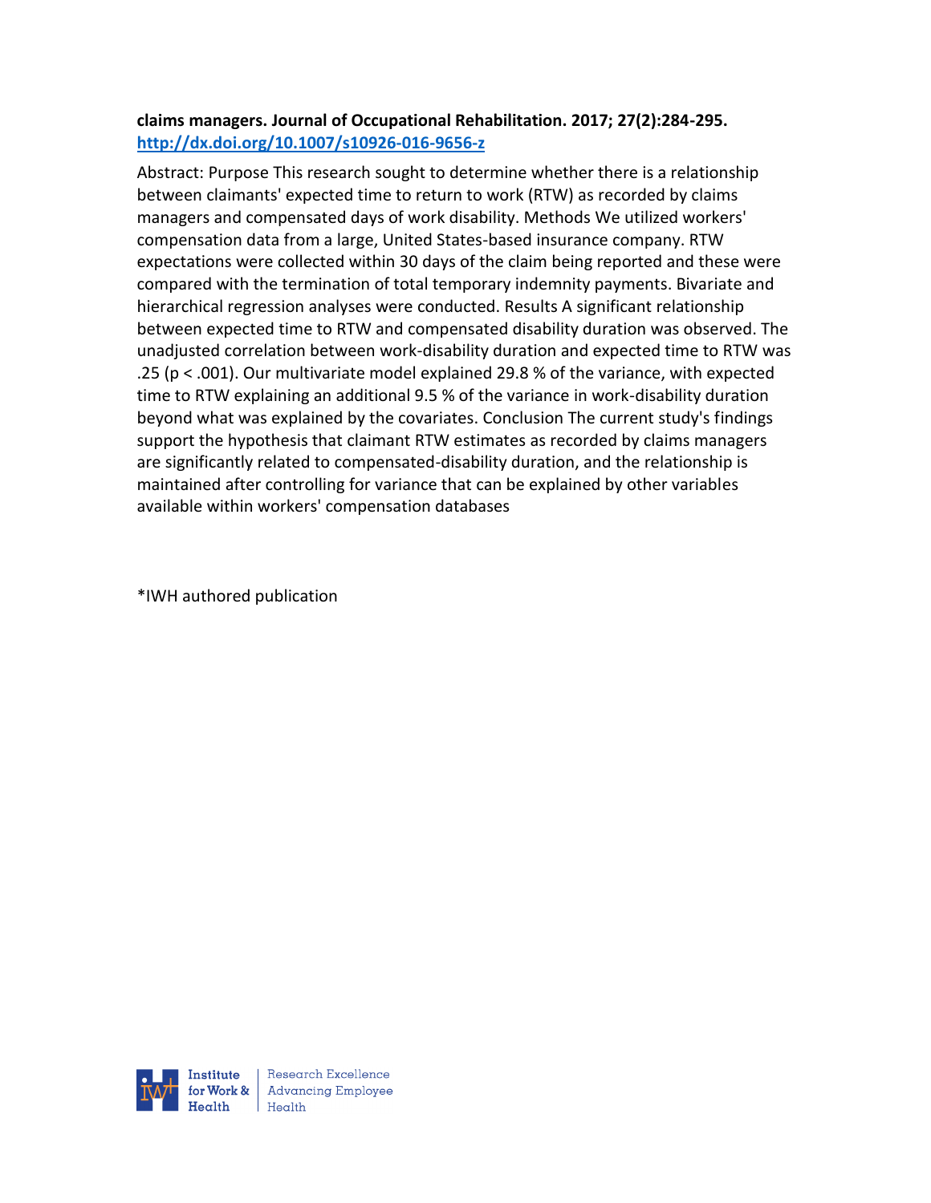**claims managers. Journal of Occupational Rehabilitation. 2017; 27(2):284-295.**
**http://dx.doi.org/10.1007/s10926-016-9656-z**

Abstract: Purpose This research sought to determine whether there is a relationship between claimants' expected time to return to work (RTW) as recorded by claims managers and compensated days of work disability. Methods We utilized workers' compensation data from a large, United States-based insurance company. RTW expectations were collected within 30 days of the claim being reported and these were compared with the termination of total temporary indemnity payments. Bivariate and hierarchical regression analyses were conducted. Results A significant relationship between expected time to RTW and compensated disability duration was observed. The unadjusted correlation between work-disability duration and expected time to RTW was .25 ($p < .001$). Our multivariate model explained 29.8 % of the variance, with expected time to RTW explaining an additional 9.5 % of the variance in work-disability duration beyond what was explained by the covariates. Conclusion The current study's findings support the hypothesis that claimant RTW estimates as recorded by claims managers are significantly related to compensated-disability duration, and the relationship is maintained after controlling for variance that can be explained by other variables available within workers' compensation databases

*IWH authored publication